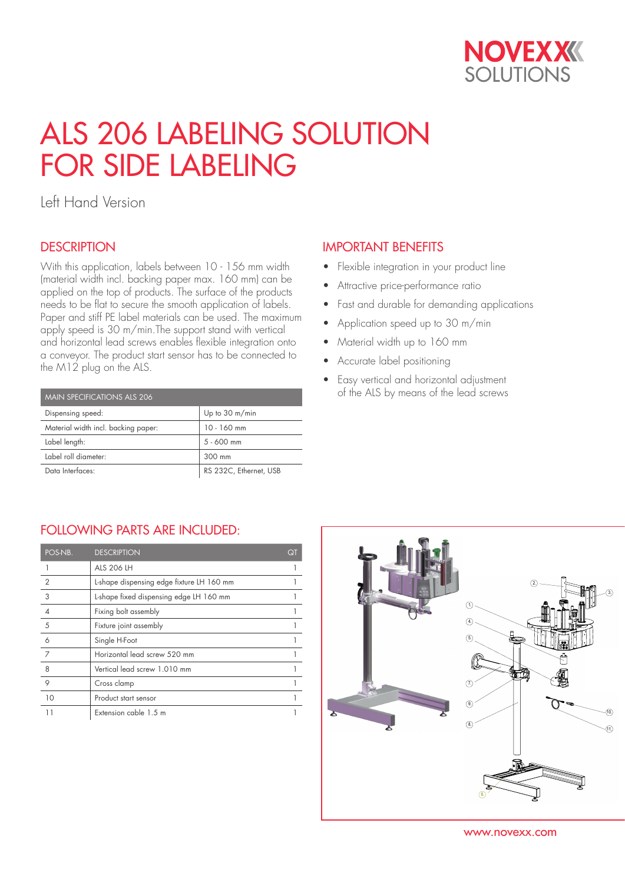# ALS 206 LABELING SOLUTION FOR SIDE LABELING

Left Hand Version

## DESCRIPTION

With this application, labels between 10 - 156 mm width (material width incl. backing paper max. 160 mm) can be applied on the top of products. The surface of the products needs to be flat to secure the smooth application of labels. Paper and stiff PE label materials can be used. The maximum apply speed is 30 m/min.The support stand with vertical and horizontal lead screws enables flexible integration onto a conveyor. The product start sensor has to be connected to the M12 plug on the ALS.

| MAIN SPECIFICATIONS ALS 206 | |
|---|---|
| Dispensing speed: | Up to 30 m/min |
| Material width incl. backing paper: | 10 - 160 mm |
| Label length: | 5 - 600 mm |
| Label roll diameter: | 300 mm |
| Data Interfaces: | RS 232C, Ethernet, USB |

## IMPORTANT BENEFITS

- Flexible integration in your product line
- Attractive price-performance ratio
- Fast and durable for demanding applications
- Application speed up to 30 m/min
- Material width up to 160 mm
- Accurate label positioning
- Easy vertical and horizontal adjustment of the ALS by means of the lead screws

## FOLLOWING PARTS ARE INCLUDED:

| POS-NB. | DESCRIPTION | QT |
|---|---|---|
| 1 | ALS 206 LH | 1 |
| 2 | L-shape dispensing edge fixture LH 160 mm | 1 |
| 3 | L-shape fixed dispensing edge LH 160 mm | 1 |
| 4 | Fixing bolt assembly | 1 |
| 5 | Fixture joint assembly | 1 |
| 6 | Single H-Foot | 1 |
| 7 | Horizontal lead screw 520 mm | 1 |
| 8 | Vertical lead screw 1.010 mm | 1 |
| 9 | Cross clamp | 1 |
| 10 | Product start sensor | 1 |
| 11 | Extension cable 1.5 m | 1 |

www.novexx.com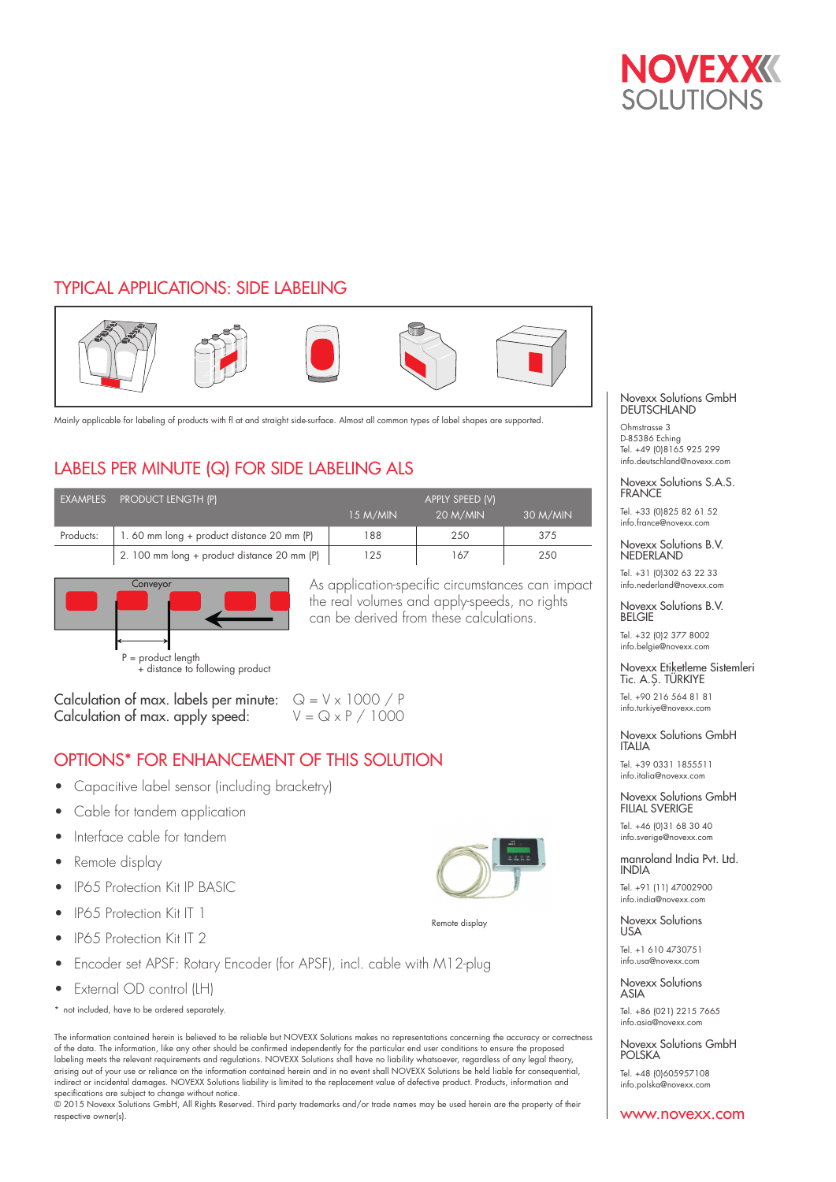# NOVEXX SOLUTIONS

## TYPICAL APPLICATIONS: SIDE LABELING

Mainly applicable for labeling of products with fl at and straight side-surface. Almost all common types of label shapes are supported.

## LABELS PER MINUTE (Q) FOR SIDE LABELING ALS

| EXAMPLES | PRODUCT LENGTH (P) | APPLY SPEED (V) 15 M/MIN | 20 M/MIN | 30 M/MIN |
|---|---|---|---|---|
| Products: | 1. 60 mm long + product distance 20 mm (P) | 188 | 250 | 375 |
| | 2. 100 mm long + product distance 20 mm (P) | 125 | 167 | 250 |

Conveyor

P = product length + distance to following product

As application-specific circumstances can impact the real volumes and apply-speeds, no rights can be derived from these calculations.

Calculation of max. labels per minute: $Q = V \times 1000 / P$

Calculation of max. apply speed: $V = Q \times P / 1000$

## OPTIONS* FOR ENHANCEMENT OF THIS SOLUTION

- Capacitive label sensor (including bracketry)
- Cable for tandem application
- Interface cable for tandem
- Remote display
- IP65 Protection Kit IP BASIC
- IP65 Protection Kit IT 1
- IP65 Protection Kit IT 2
- Encoder set APSF: Rotary Encoder (for APSF), incl. cable with M12-plug
- External OD control (LH)

Remote display

\* not included, have to be ordered separately.

The information contained herein is believed to be reliable but NOVEXX Solutions makes no representations concerning the accuracy or correctness of the data. The information, like any other should be confirmed independently for the particular end user conditions to ensure the proposed labeling meets the relevant requirements and regulations. NOVEXX Solutions shall have no liability whatsoever, regardless of any legal theory, arising out of your use or reliance on the information contained herein and in no event shall NOVEXX Solutions be held liable for consequential, indirect or incidental damages. NOVEXX Solutions liability is limited to the replacement value of defective product. Products, information and specifications are subject to change without notice.
© 2015 Novexx Solutions GmbH, All Rights Reserved. Third party trademarks and/or trade names may be used herein are the property of their respective owner(s).

Novexx Solutions GmbH
DEUTSCHLAND
Ohmstrasse 3
D-85386 Eching
Tel. +49 (0)8165 925 299
info.deutschland@novexx.com

Novexx Solutions S.A.S.
FRANCE
Tel. +33 (0)825 82 61 52
info.france@novexx.com

Novexx Solutions B.V.
NEDERLAND
Tel. +31 (0)302 63 22 33
info.nederland@novexx.com

Novexx Solutions B.V.
BELGIE
Tel. +32 (0)2 377 8002
info.belgie@novexx.com

Novexx Etiketleme Sistemleri Tic. A.Ş. TÜRKIYE
Tel. +90 216 564 81 81
info.turkiye@novexx.com

Novexx Solutions GmbH
ITALIA
Tel. +39 0331 1855511
info.italia@novexx.com

Novexx Solutions GmbH
FILIAL SVERIGE
Tel. +46 (0)31 68 30 40
info.sverige@novexx.com

manroland India Pvt. Ltd.
INDIA
Tel. +91 (11) 47002900
info.india@novexx.com

Novexx Solutions
USA
Tel. +1 610 4730751
info.usa@novexx.com

Novexx Solutions
ASIA
Tel. +86 (021) 2215 7665
info.asia@novexx.com

Novexx Solutions GmbH
POLSKA
Tel. +48 (0)605957108
info.polska@novexx.com

www.novexx.com